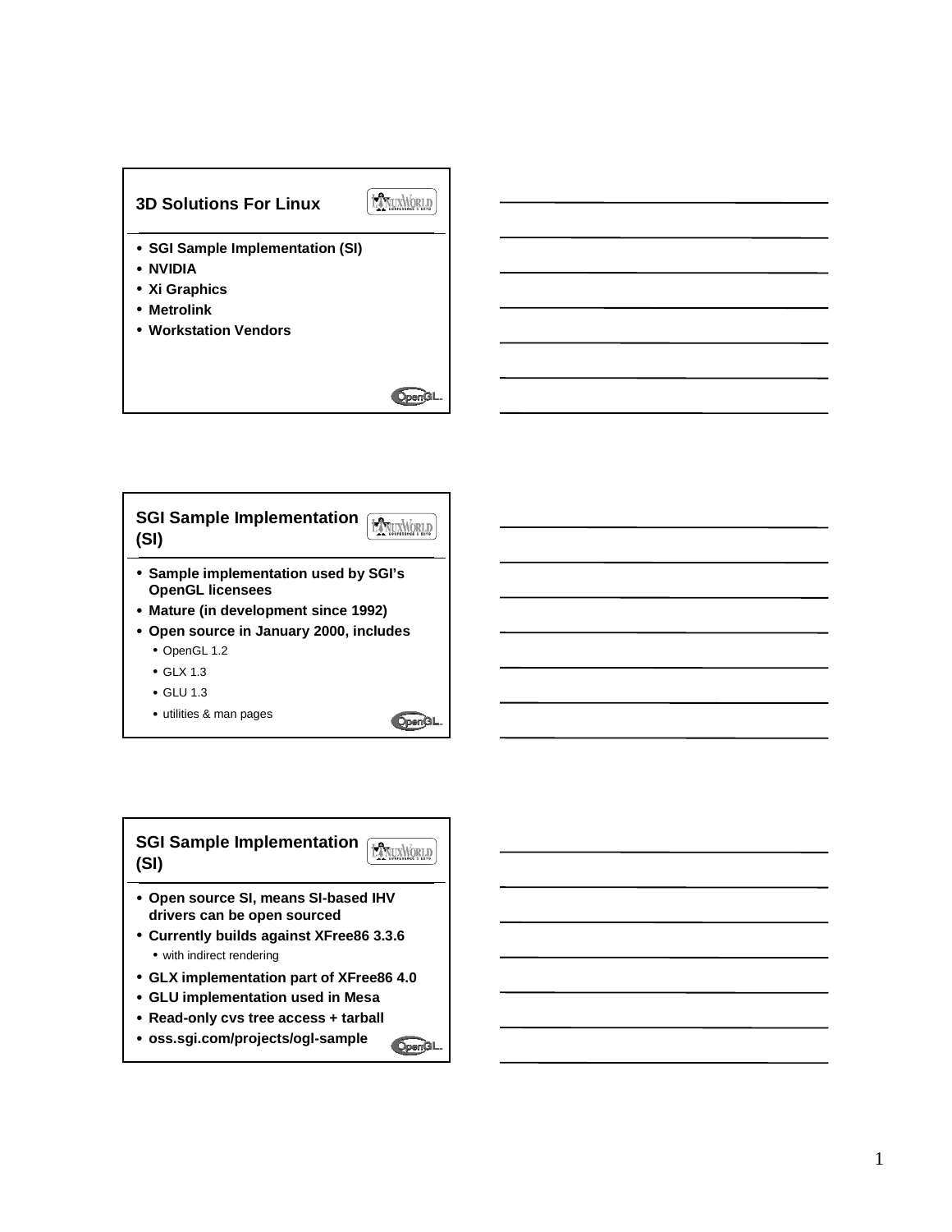## 3D Solutions For Linux

- SGI Sample Implementation (SI)
- NVIDIA
- Xi Graphics
- Metrolink
- Workstation Vendors

## SGI Sample Implementation (SI)

- Sample implementation used by SGI's OpenGL licensees
- Mature (in development since 1992)
- Open source in January 2000, includes
  - OpenGL 1.2
  - GLX 1.3
  - GLU 1.3
  - utilities & man pages

## SGI Sample Implementation (SI)

- Open source SI, means SI-based IHV drivers can be open sourced
- Currently builds against XFree86 3.3.6
  - with indirect rendering
- GLX implementation part of XFree86 4.0
- GLU implementation used in Mesa
- Read-only cvs tree access + tarball
- oss.sgi.com/projects/ogl-sample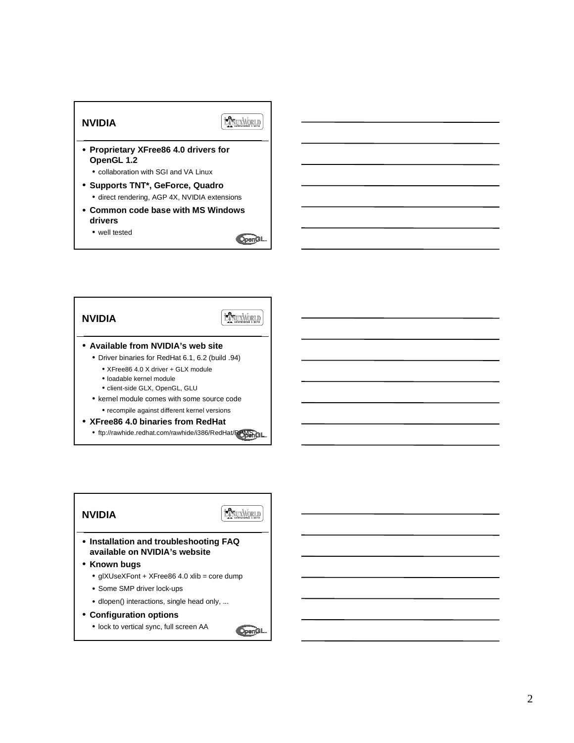## NVIDIA

- **Proprietary XFree86 4.0 drivers for OpenGL 1.2**
  - collaboration with SGI and VA Linux
- **Supports TNT*, GeForce, Quadro**
  - direct rendering, AGP 4X, NVIDIA extensions
- **Common code base with MS Windows drivers**
  - well tested

## NVIDIA

- **Available from NVIDIA's web site**
  - Driver binaries for RedHat 6.1, 6.2 (build .94)
    - XFree86 4.0 X driver + GLX module
    - loadable kernel module
    - client-side GLX, OpenGL, GLU
  - kernel module comes with some source code
    - recompile against different kernel versions
- **XFree86 4.0 binaries from RedHat**
  - ftp://rawhide.redhat.com/rawhide/i386/RedHat/RPMS

## NVIDIA

- **Installation and troubleshooting FAQ available on NVIDIA's website**
- **Known bugs**
  - glXUseXFont + XFree86 4.0 xlib = core dump
  - Some SMP driver lock-ups
  - dlopen() interactions, single head only, ...
- **Configuration options**
  - lock to vertical sync, full screen AA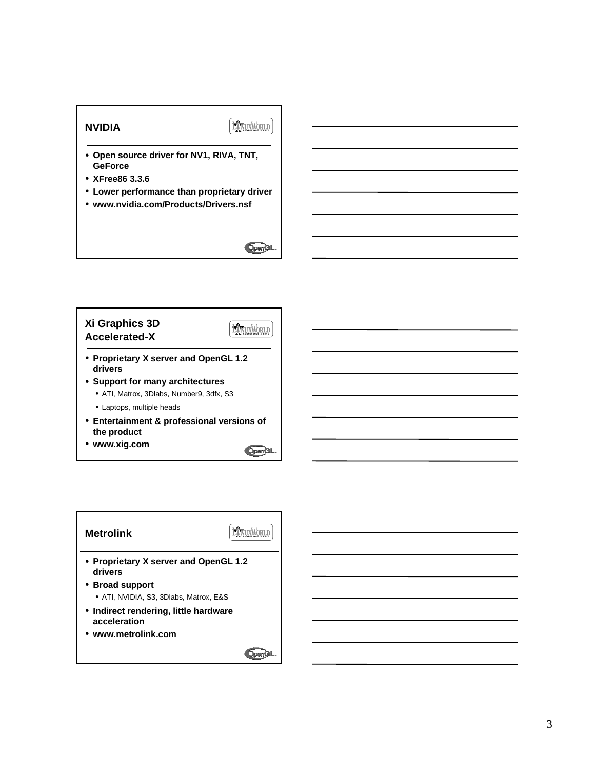## NVIDIA

- Open source driver for NV1, RIVA, TNT, GeForce
- XFree86 3.3.6
- Lower performance than proprietary driver
- www.nvidia.com/Products/Drivers.nsf

## Xi Graphics 3D Accelerated-X

- Proprietary X server and OpenGL 1.2 drivers
- Support for many architectures
  - ATI, Matrox, 3Dlabs, Number9, 3dfx, S3
  - Laptops, multiple heads
- Entertainment & professional versions of the product
- www.xig.com

## Metrolink

- Proprietary X server and OpenGL 1.2 drivers
- Broad support
  - ATI, NVIDIA, S3, 3Dlabs, Matrox, E&S
- Indirect rendering, little hardware acceleration
- www.metrolink.com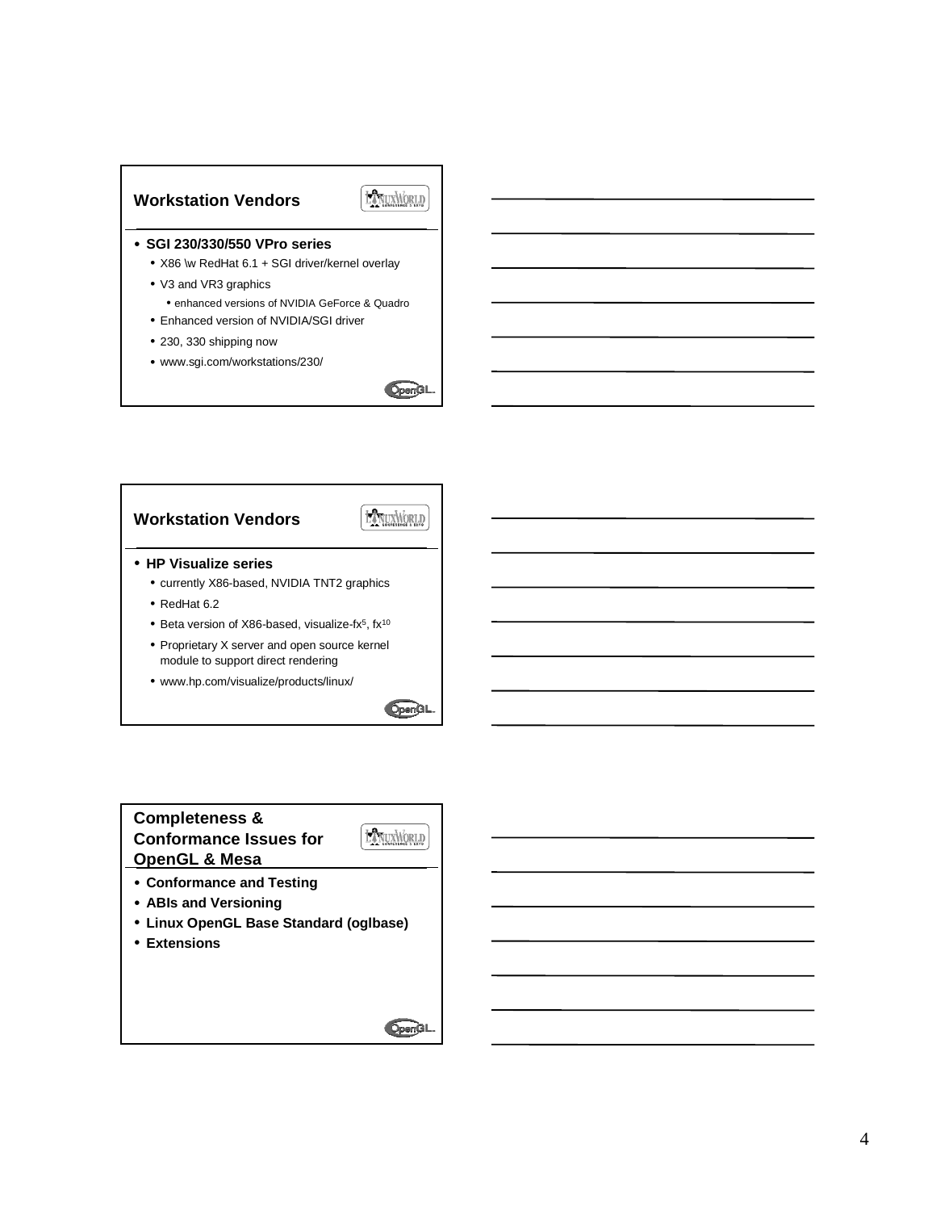## Workstation Vendors

- **SGI 230/330/550 VPro series**
  - X86 \w RedHat 6.1 + SGI driver/kernel overlay
  - V3 and VR3 graphics
    - enhanced versions of NVIDIA GeForce & Quadro
  - Enhanced version of NVIDIA/SGI driver
  - 230, 330 shipping now
  - www.sgi.com/workstations/230/

## Workstation Vendors

- **HP Visualize series**
  - currently X86-based, NVIDIA TNT2 graphics
  - RedHat 6.2
  - Beta version of X86-based, visualize-fx[5], fx[10]
  - Proprietary X server and open source kernel module to support direct rendering
  - www.hp.com/visualize/products/linux/

## Completeness & Conformance Issues for OpenGL & Mesa

- **Conformance and Testing**
- **ABIs and Versioning**
- **Linux OpenGL Base Standard (oglbase)**
- **Extensions**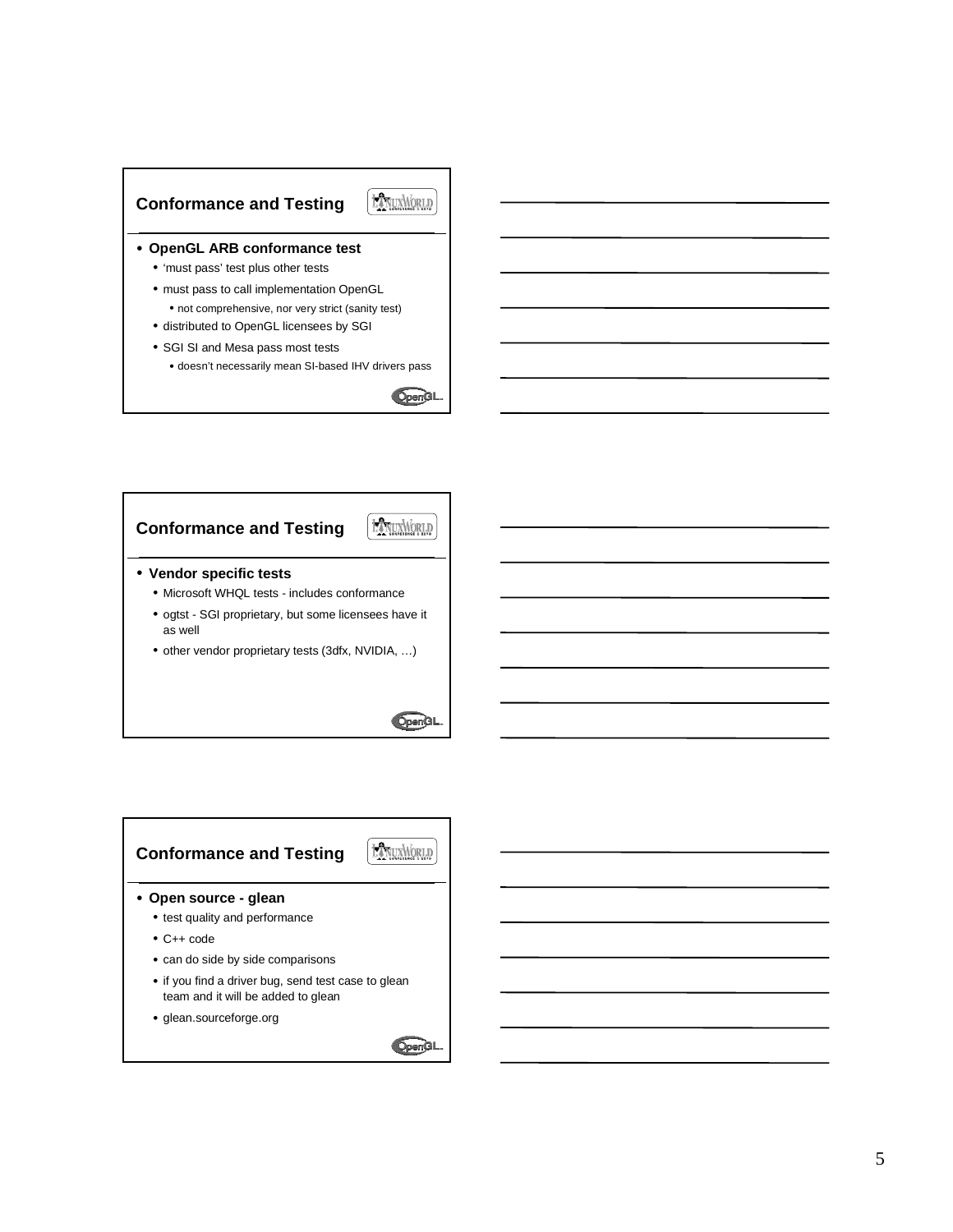## Conformance and Testing

- **OpenGL ARB conformance test**
  - 'must pass' test plus other tests
  - must pass to call implementation OpenGL
    - not comprehensive, nor very strict (sanity test)
  - distributed to OpenGL licensees by SGI
  - SGI SI and Mesa pass most tests
    - doesn't necessarily mean SI-based IHV drivers pass

## Conformance and Testing

- **Vendor specific tests**
  - Microsoft WHQL tests - includes conformance
  - ogtst - SGI proprietary, but some licensees have it as well
  - other vendor proprietary tests (3dfx, NVIDIA, …)

## Conformance and Testing

- **Open source - glean**
  - test quality and performance
  - C++ code
  - can do side by side comparisons
  - if you find a driver bug, send test case to glean team and it will be added to glean
  - glean.sourceforge.org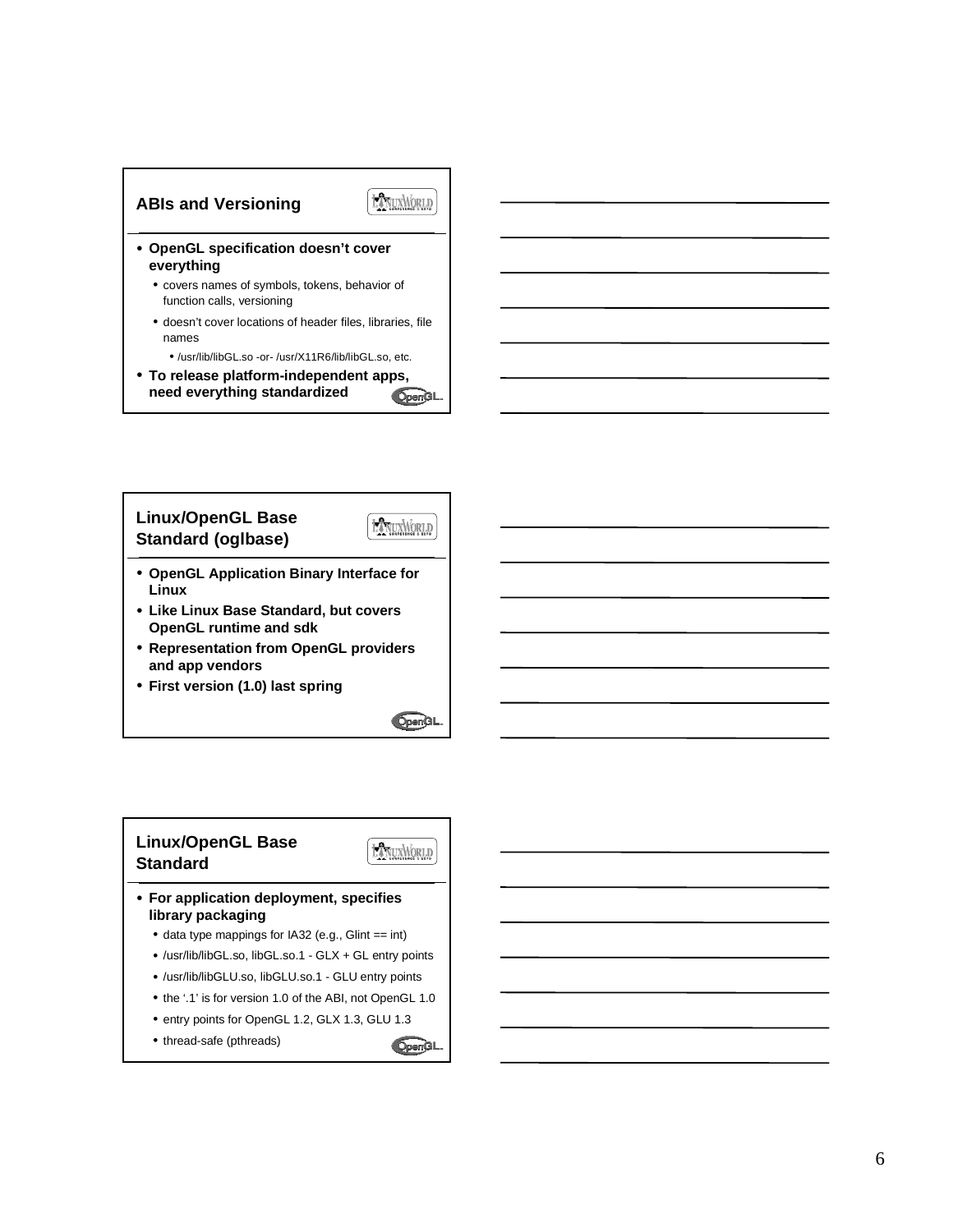## ABIs and Versioning

- **OpenGL specification doesn't cover everything**
  - covers names of symbols, tokens, behavior of function calls, versioning
  - doesn't cover locations of header files, libraries, file names
    - /usr/lib/libGL.so -or- /usr/X11R6/lib/libGL.so, etc.
- **To release platform-independent apps, need everything standardized**

## Linux/OpenGL Base Standard (oglbase)

- **OpenGL Application Binary Interface for Linux**
- **Like Linux Base Standard, but covers OpenGL runtime and sdk**
- **Representation from OpenGL providers and app vendors**
- **First version (1.0) last spring**

## Linux/OpenGL Base Standard

- **For application deployment, specifies library packaging**
  - data type mappings for IA32 (e.g., Glint == int)
  - /usr/lib/libGL.so, libGL.so.1 - GLX + GL entry points
  - /usr/lib/libGLU.so, libGLU.so.1 - GLU entry points
  - the '.1' is for version 1.0 of the ABI, not OpenGL 1.0
  - entry points for OpenGL 1.2, GLX 1.3, GLU 1.3
  - thread-safe (pthreads)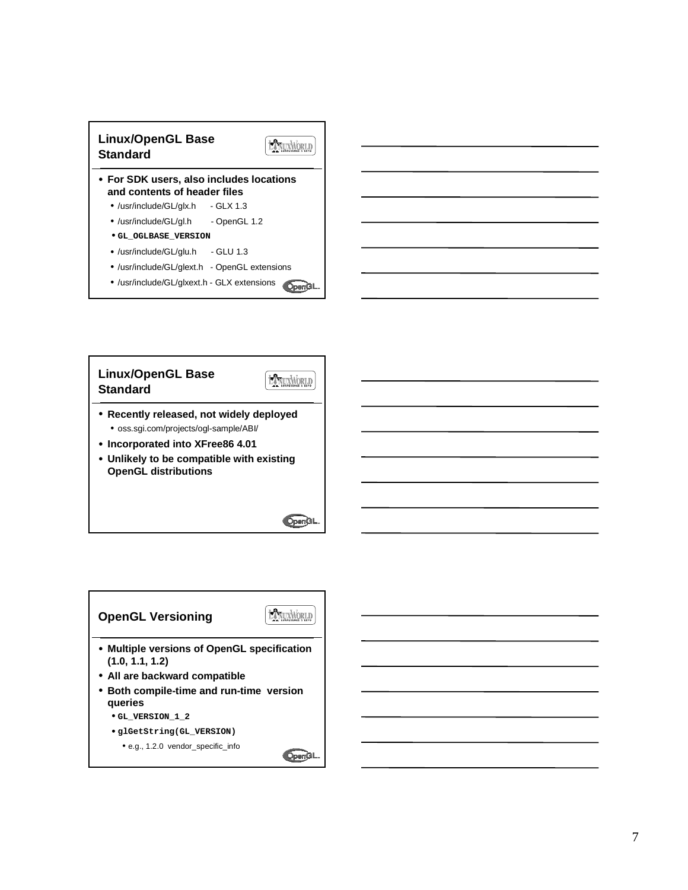## Linux/OpenGL Base Standard

- For SDK users, also includes locations and contents of header files
  - /usr/include/GL/glx.h - GLX 1.3
  - /usr/include/GL/gl.h - OpenGL 1.2
  - `GL_OGLBASE_VERSION`
  - /usr/include/GL/glu.h - GLU 1.3
  - /usr/include/GL/glext.h - OpenGL extensions
  - /usr/include/GL/glxext.h - GLX extensions

## Linux/OpenGL Base Standard

- Recently released, not widely deployed
  - oss.sgi.com/projects/ogl-sample/ABI/
- Incorporated into XFree86 4.01
- Unlikely to be compatible with existing OpenGL distributions

## OpenGL Versioning

- Multiple versions of OpenGL specification (1.0, 1.1, 1.2)
- All are backward compatible
- Both compile-time and run-time version queries
  - `GL_VERSION_1_2`
  - `glGetString(GL_VERSION)`
    - e.g., 1.2.0 vendor_specific_info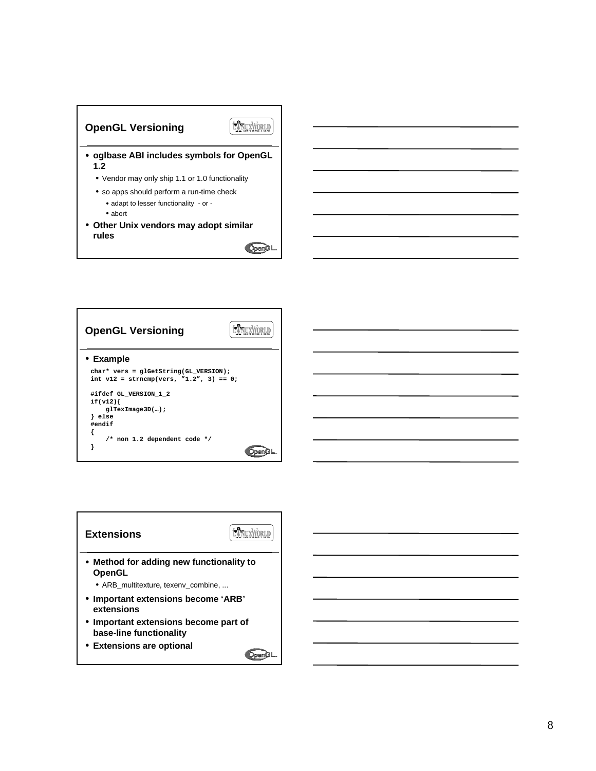## OpenGL Versioning

- **oglbase ABI includes symbols for OpenGL 1.2**
  - Vendor may only ship 1.1 or 1.0 functionality
  - so apps should perform a run-time check
    - adapt to lesser functionality - or -
    - abort
- **Other Unix vendors may adopt similar rules**

## OpenGL Versioning

- **Example**

```
char* vers = glGetString(GL_VERSION);
int v12 = strncmp(vers, "1.2", 3) == 0;

#ifdef GL_VERSION_1_2
if(v12){
    glTexImage3D(…);
} else
#endif
{
    /* non 1.2 dependent code */
}
```

## Extensions

- **Method for adding new functionality to OpenGL**
  - ARB_multitexture, texenv_combine, ...
- **Important extensions become 'ARB' extensions**
- **Important extensions become part of base-line functionality**
- **Extensions are optional**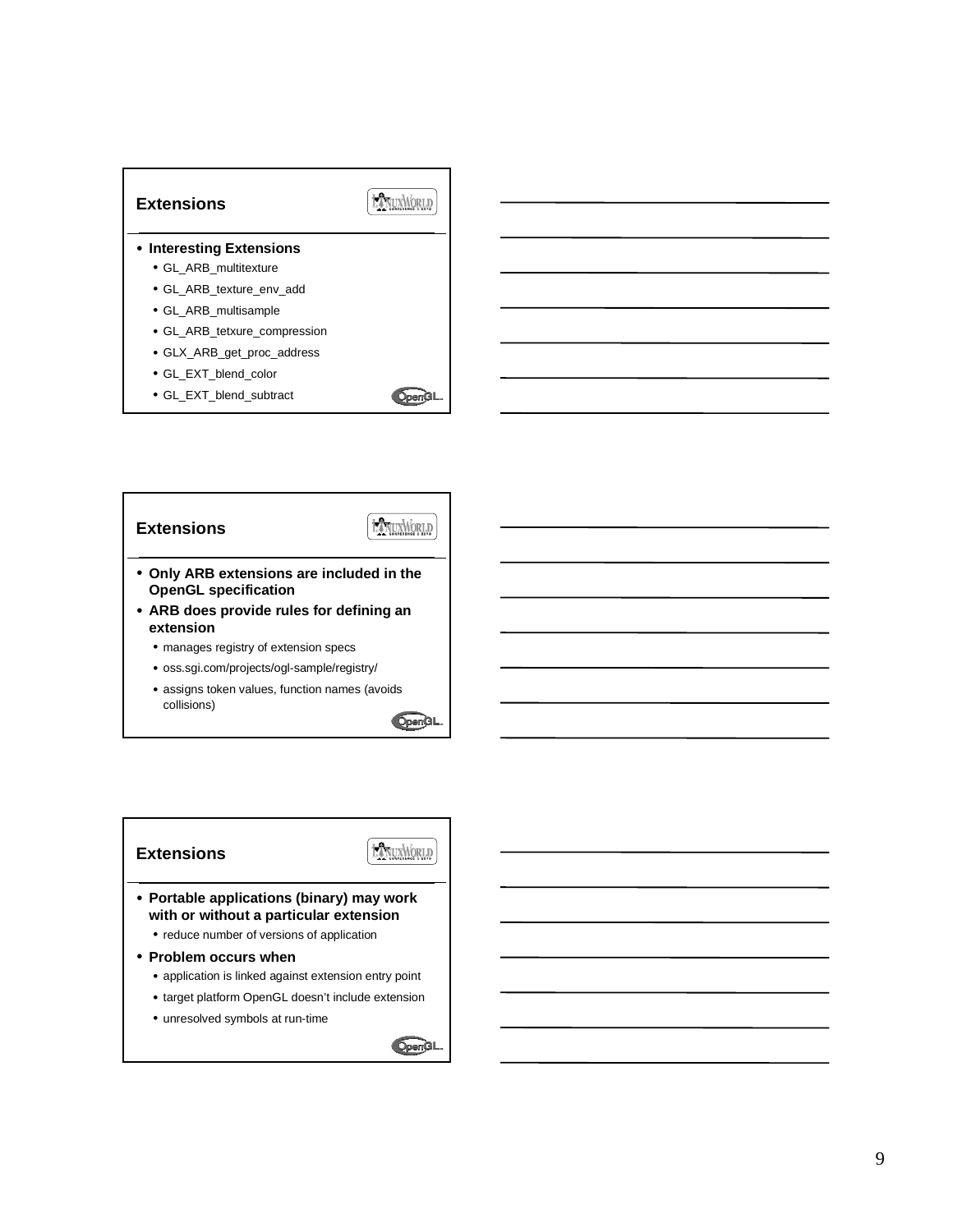## Extensions

- **Interesting Extensions**
  - GL_ARB_multitexture
  - GL_ARB_texture_env_add
  - GL_ARB_multisample
  - GL_ARB_tetxure_compression
  - GLX_ARB_get_proc_address
  - GL_EXT_blend_color
  - GL_EXT_blend_subtract

## Extensions

- **Only ARB extensions are included in the OpenGL specification**
- **ARB does provide rules for defining an extension**
  - manages registry of extension specs
  - oss.sgi.com/projects/ogl-sample/registry/
  - assigns token values, function names (avoids collisions)

## Extensions

- **Portable applications (binary) may work with or without a particular extension**
  - reduce number of versions of application
- **Problem occurs when**
  - application is linked against extension entry point
  - target platform OpenGL doesn't include extension
  - unresolved symbols at run-time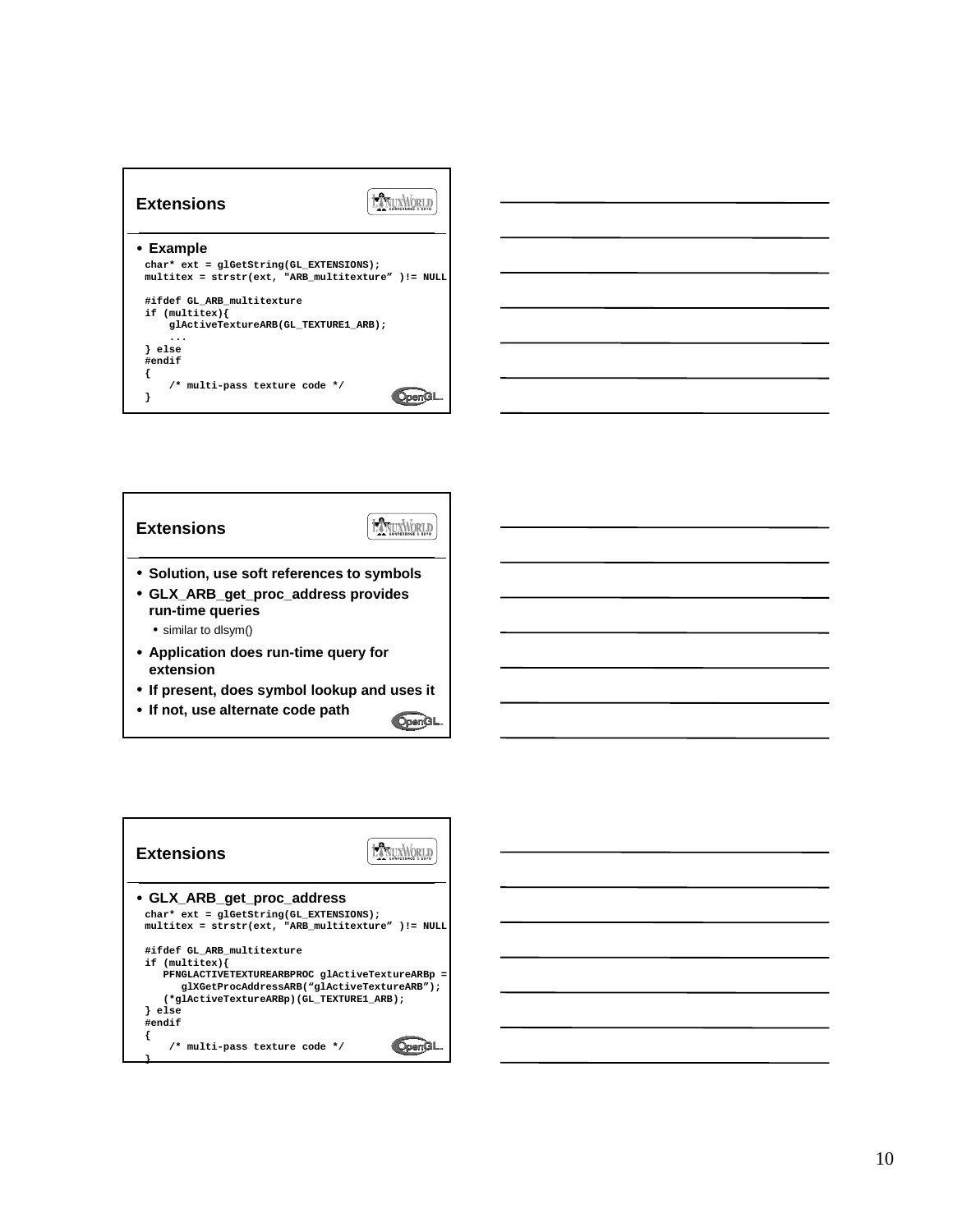## Extensions

- **Example**

```
char* ext = glGetString(GL_EXTENSIONS);
multitex = strstr(ext, "ARB_multitexture" )!= NULL

#ifdef GL_ARB_multitexture
if (multitex){
    glActiveTextureARB(GL_TEXTURE1_ARB);
    ...
} else
#endif
{
    /* multi-pass texture code */
}
```

## Extensions

- **Solution, use soft references to symbols**
- **GLX_ARB_get_proc_address provides run-time queries**
  - similar to dlsym()
- **Application does run-time query for extension**
- **If present, does symbol lookup and uses it**
- **If not, use alternate code path**

## Extensions

- **GLX_ARB_get_proc_address**

```
char* ext = glGetString(GL_EXTENSIONS);
multitex = strstr(ext, "ARB_multitexture" )!= NULL

#ifdef GL_ARB_multitexture
if (multitex){
   PFNGLACTIVETEXTUREARBPROC glActiveTextureARBp =
      glXGetProcAddressARB("glActiveTextureARB");
   (*glActiveTextureARBp)(GL_TEXTURE1_ARB);
} else
#endif
{
    /* multi-pass texture code */
}
```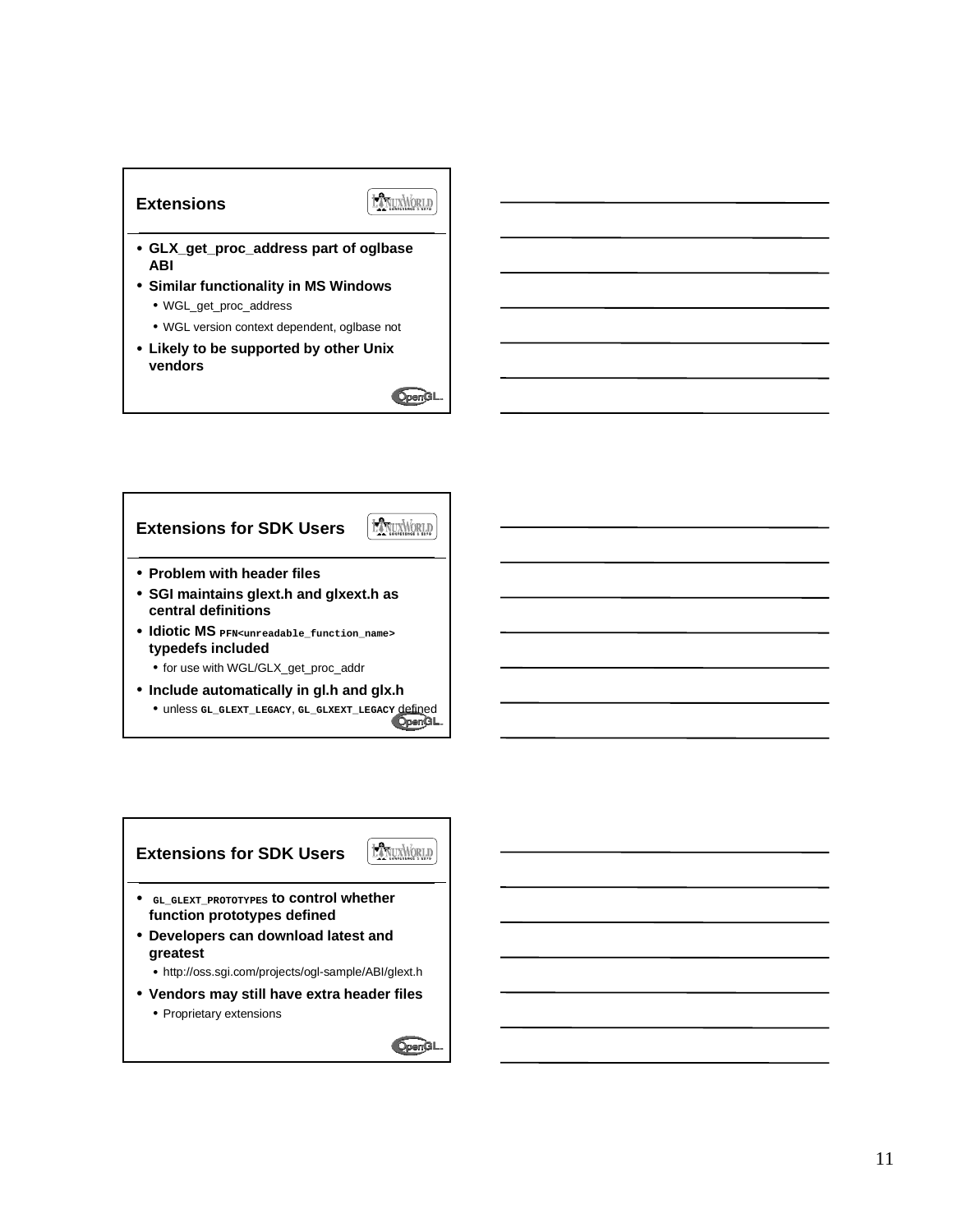## Extensions

- **GLX_get_proc_address part of oglbase ABI**
- **Similar functionality in MS Windows**
  - WGL_get_proc_address
  - WGL version context dependent, oglbase not
- **Likely to be supported by other Unix vendors**

## Extensions for SDK Users

- **Problem with header files**
- **SGI maintains glext.h and glxext.h as central definitions**
- **Idiotic MS `PFN<unreadable_function_name>` typedefs included**
  - for use with WGL/GLX_get_proc_addr
- **Include automatically in gl.h and glx.h**
  - unless `GL_GLEXT_LEGACY`, `GL_GLXEXT_LEGACY` defined

## Extensions for SDK Users

- **`GL_GLEXT_PROTOTYPES` to control whether function prototypes defined**
- **Developers can download latest and greatest**
  - http://oss.sgi.com/projects/ogl-sample/ABI/glext.h
- **Vendors may still have extra header files**
  - Proprietary extensions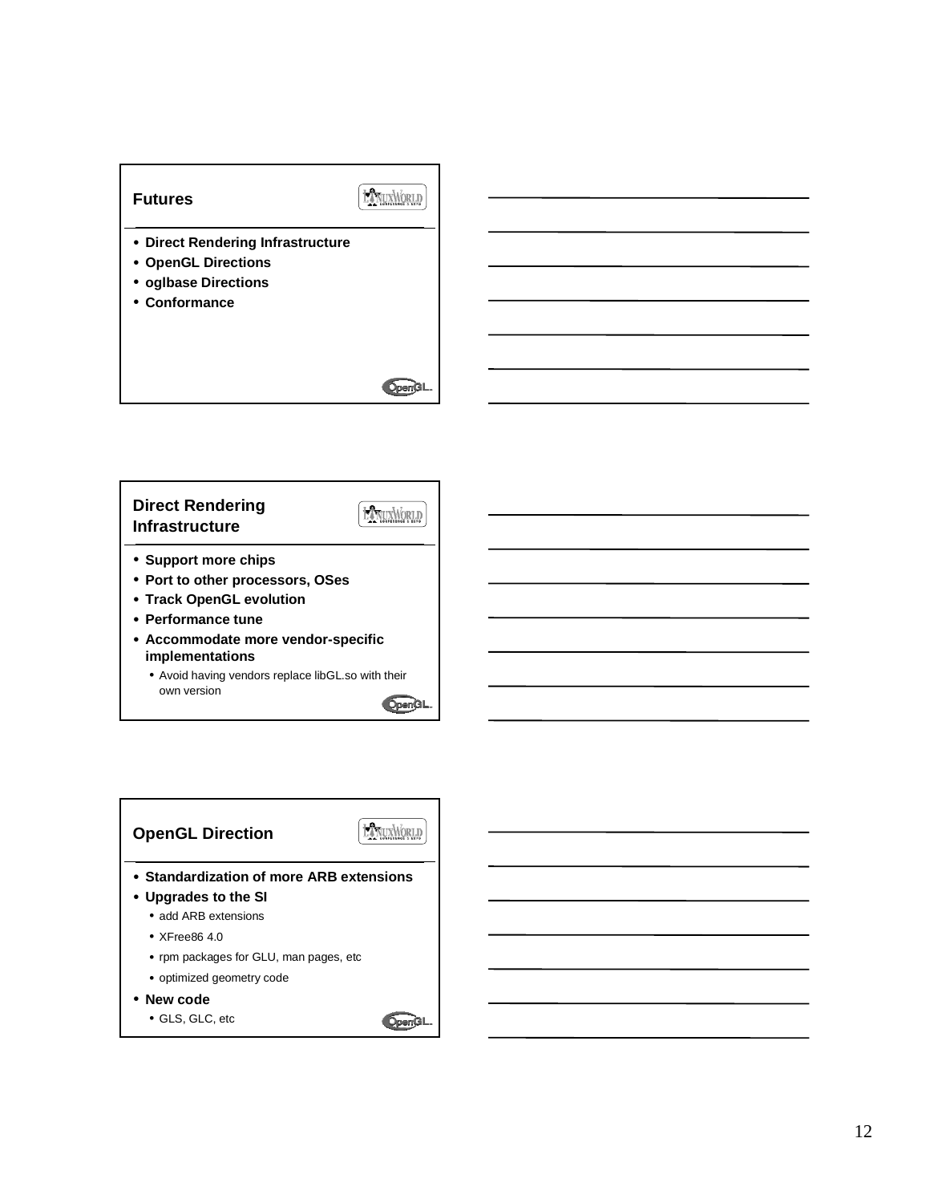## Futures

- Direct Rendering Infrastructure
- OpenGL Directions
- oglbase Directions
- Conformance

## Direct Rendering Infrastructure

- Support more chips
- Port to other processors, OSes
- Track OpenGL evolution
- Performance tune
- Accommodate more vendor-specific implementations
  - Avoid having vendors replace libGL.so with their own version

## OpenGL Direction

- Standardization of more ARB extensions
- Upgrades to the SI
  - add ARB extensions
  - XFree86 4.0
  - rpm packages for GLU, man pages, etc
  - optimized geometry code
- New code
  - GLS, GLC, etc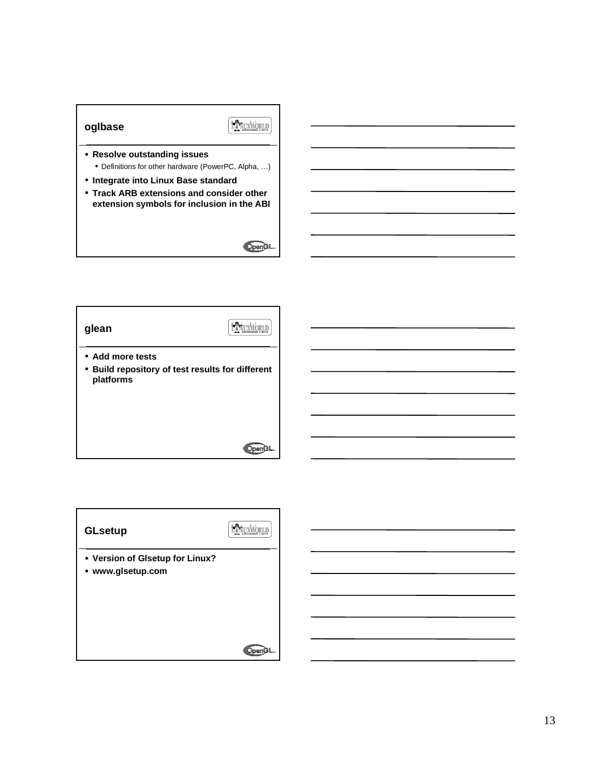## oglbase

- **Resolve outstanding issues**
  - Definitions for other hardware (PowerPC, Alpha, …)
- **Integrate into Linux Base standard**
- **Track ARB extensions and consider other extension symbols for inclusion in the ABI**

## glean

- **Add more tests**
- **Build repository of test results for different platforms**

## GLsetup

- **Version of Glsetup for Linux?**
- **www.glsetup.com**